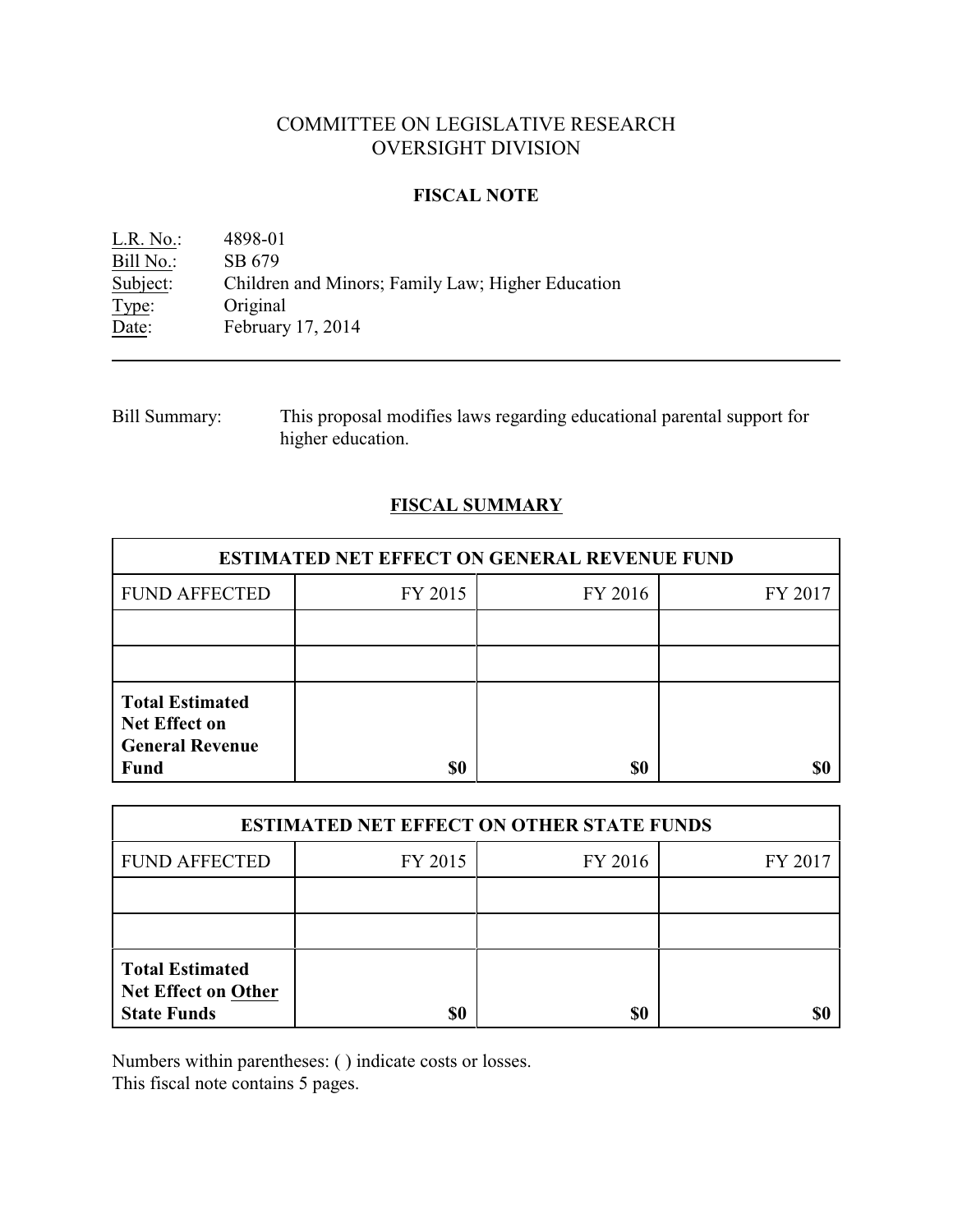# COMMITTEE ON LEGISLATIVE RESEARCH
# OVERSIGHT DIVISION

## FISCAL NOTE

L.R. No.: 4898-01
Bill No.: SB 679
Subject: Children and Minors; Family Law; Higher Education
Type: Original
Date: February 17, 2014

---

Bill Summary: This proposal modifies laws regarding educational parental support for higher education.

## FISCAL SUMMARY

| ESTIMATED NET EFFECT ON GENERAL REVENUE FUND | | | |
|---|---|---|---|
| FUND AFFECTED | FY 2015 | FY 2016 | FY 2017 |
| | | | |
| | | | |
| **Total Estimated Net Effect on General Revenue Fund** | **$0** | **$0** | **$0** |

| ESTIMATED NET EFFECT ON OTHER STATE FUNDS | | | |
|---|---|---|---|
| FUND AFFECTED | FY 2015 | FY 2016 | FY 2017 |
| | | | |
| | | | |
| **Total Estimated Net Effect on Other State Funds** | **$0** | **$0** | **$0** |

Numbers within parentheses: ( ) indicate costs or losses.
This fiscal note contains 5 pages.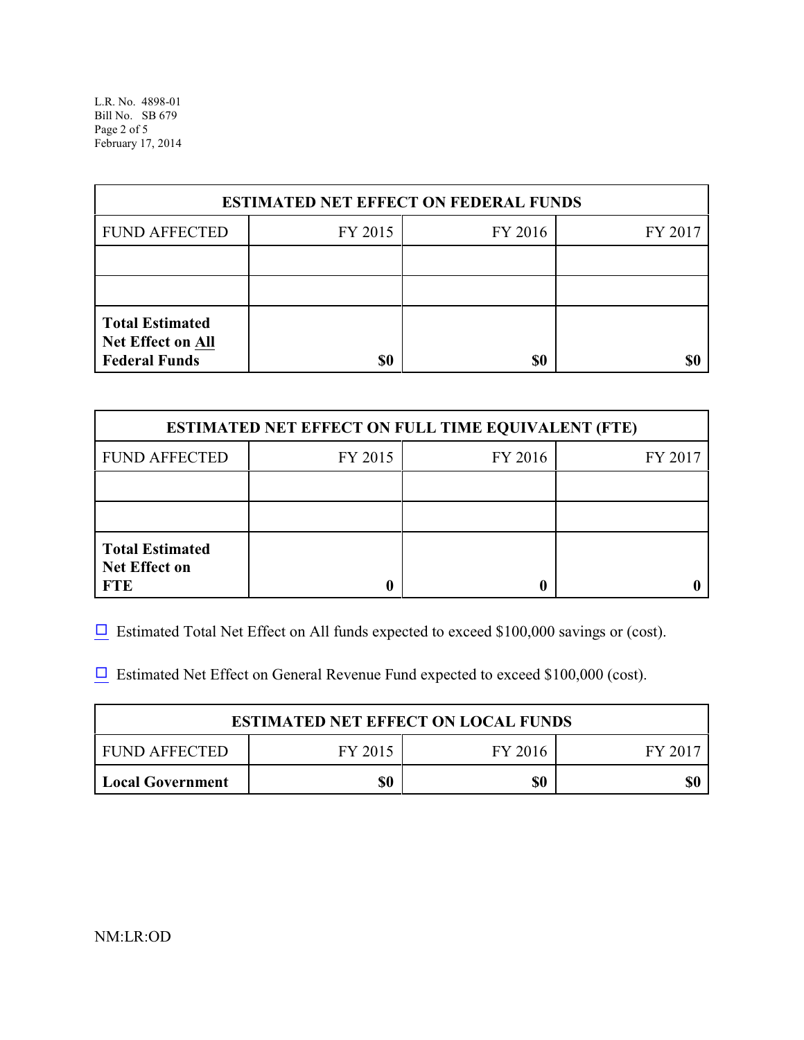| ESTIMATED NET EFFECT ON FEDERAL FUNDS | | | |
|---|---|---|---|
| FUND AFFECTED | FY 2015 | FY 2016 | FY 2017 |
| | | | |
| | | | |
| **Total Estimated Net Effect on All Federal Funds** | **$0** | **$0** | **$0** |

| ESTIMATED NET EFFECT ON FULL TIME EQUIVALENT (FTE) | | | |
|---|---|---|---|
| FUND AFFECTED | FY 2015 | FY 2016 | FY 2017 |
| | | | |
| | | | |
| **Total Estimated Net Effect on FTE** | **0** | **0** | **0** |

☐ Estimated Total Net Effect on All funds expected to exceed $100,000 savings or (cost).

☐ Estimated Net Effect on General Revenue Fund expected to exceed $100,000 (cost).

| ESTIMATED NET EFFECT ON LOCAL FUNDS | | | |
|---|---|---|---|
| FUND AFFECTED | FY 2015 | FY 2016 | FY 2017 |
| **Local Government** | **$0** | **$0** | **$0** |

NM:LR:OD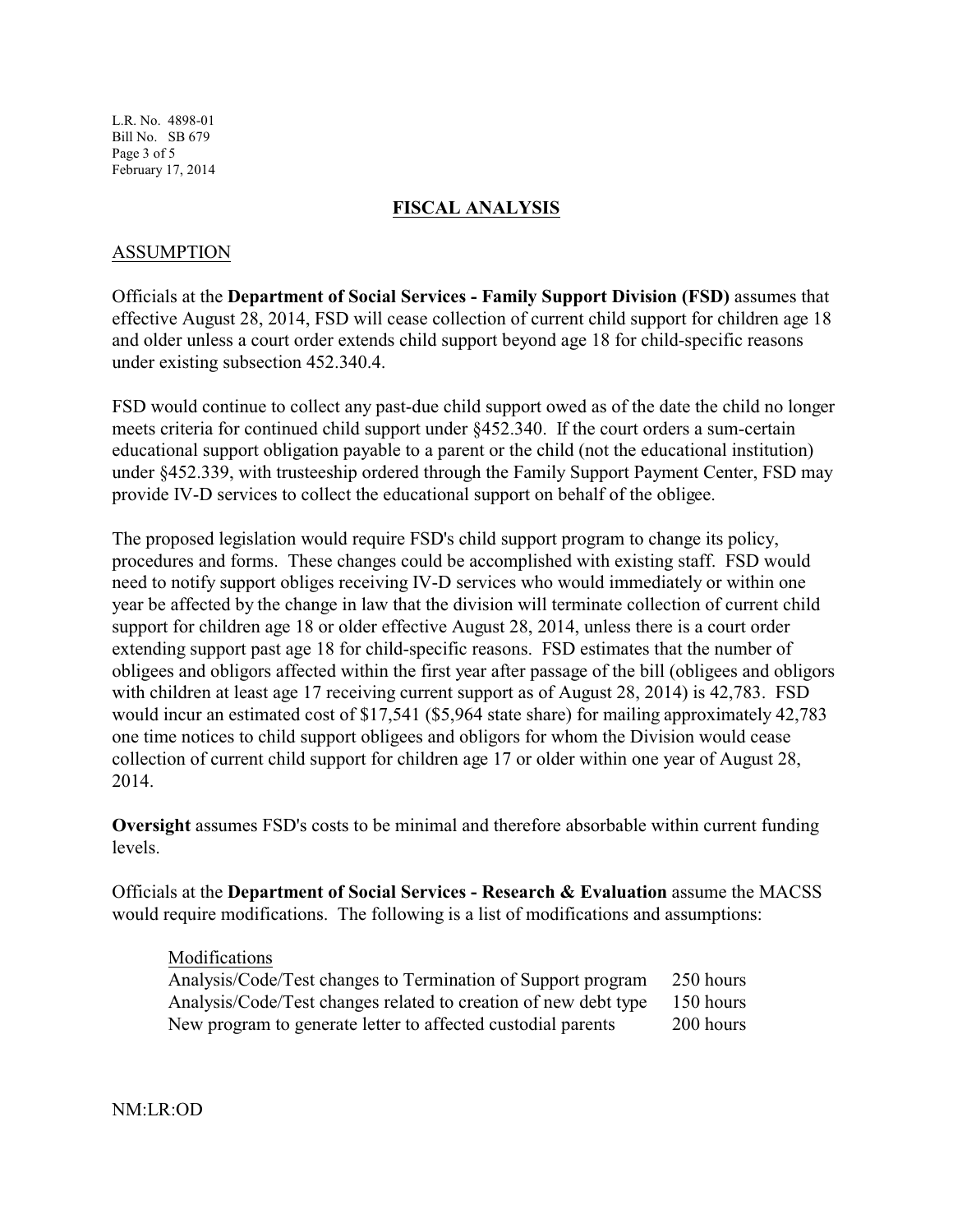## FISCAL ANALYSIS

### ASSUMPTION

Officials at the **Department of Social Services - Family Support Division (FSD)** assumes that effective August 28, 2014, FSD will cease collection of current child support for children age 18 and older unless a court order extends child support beyond age 18 for child-specific reasons under existing subsection 452.340.4.

FSD would continue to collect any past-due child support owed as of the date the child no longer meets criteria for continued child support under §452.340. If the court orders a sum-certain educational support obligation payable to a parent or the child (not the educational institution) under §452.339, with trusteeship ordered through the Family Support Payment Center, FSD may provide IV-D services to collect the educational support on behalf of the obligee.

The proposed legislation would require FSD's child support program to change its policy, procedures and forms. These changes could be accomplished with existing staff. FSD would need to notify support obliges receiving IV-D services who would immediately or within one year be affected by the change in law that the division will terminate collection of current child support for children age 18 or older effective August 28, 2014, unless there is a court order extending support past age 18 for child-specific reasons. FSD estimates that the number of obligees and obligors affected within the first year after passage of the bill (obligees and obligors with children at least age 17 receiving current support as of August 28, 2014) is 42,783. FSD would incur an estimated cost of $17,541 ($5,964 state share) for mailing approximately 42,783 one time notices to child support obligees and obligors for whom the Division would cease collection of current child support for children age 17 or older within one year of August 28, 2014.

**Oversight** assumes FSD's costs to be minimal and therefore absorbable within current funding levels.

Officials at the **Department of Social Services - Research & Evaluation** assume the MACSS would require modifications. The following is a list of modifications and assumptions:

| Modifications | |
|---|---|
| Analysis/Code/Test changes to Termination of Support program | 250 hours |
| Analysis/Code/Test changes related to creation of new debt type | 150 hours |
| New program to generate letter to affected custodial parents | 200 hours |

NM:LR:OD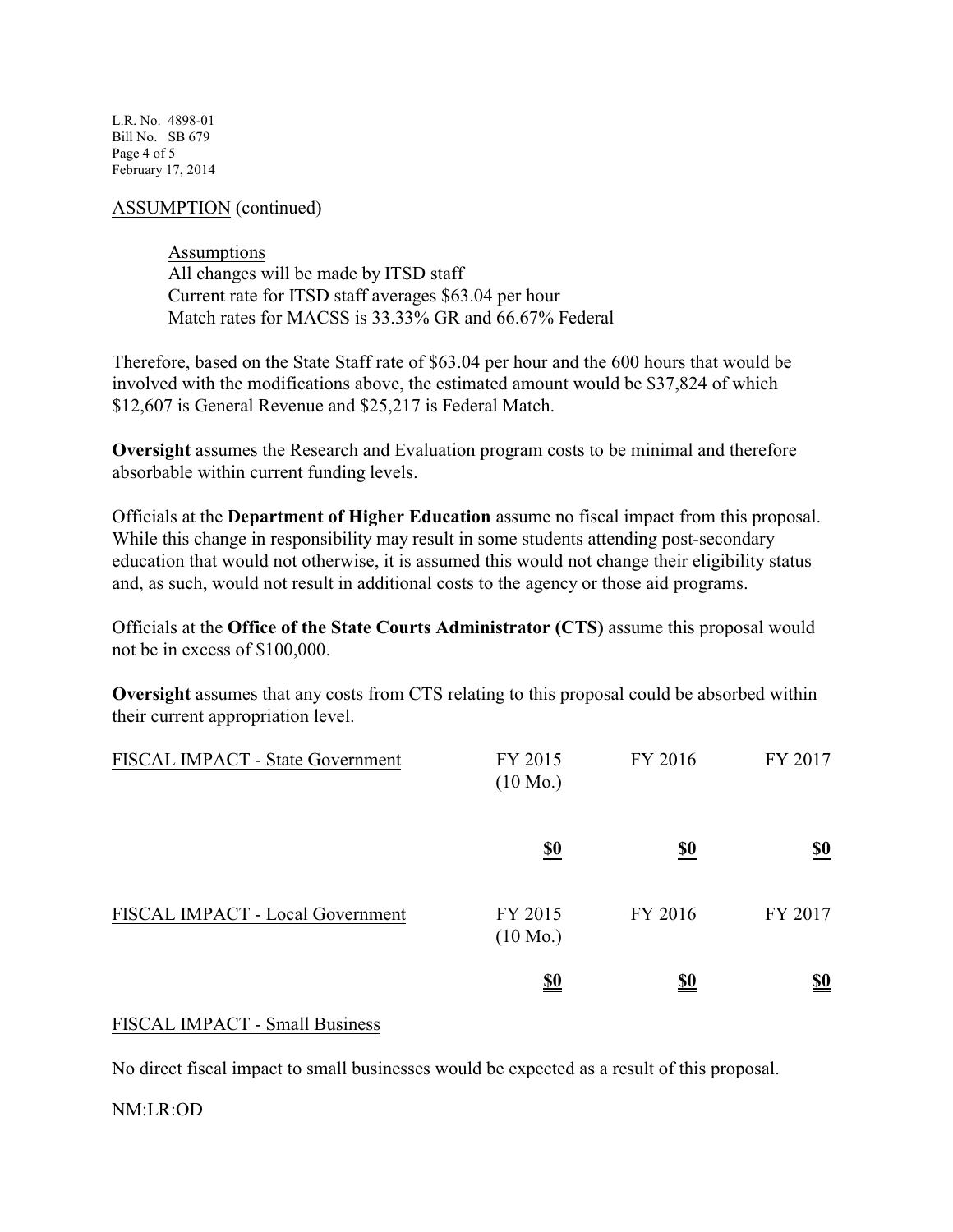ASSUMPTION (continued)

Assumptions
All changes will be made by ITSD staff
Current rate for ITSD staff averages $63.04 per hour
Match rates for MACSS is 33.33% GR and 66.67% Federal

Therefore, based on the State Staff rate of $63.04 per hour and the 600 hours that would be involved with the modifications above, the estimated amount would be $37,824 of which $12,607 is General Revenue and $25,217 is Federal Match.

**Oversight** assumes the Research and Evaluation program costs to be minimal and therefore absorbable within current funding levels.

Officials at the **Department of Higher Education** assume no fiscal impact from this proposal. While this change in responsibility may result in some students attending post-secondary education that would not otherwise, it is assumed this would not change their eligibility status and, as such, would not result in additional costs to the agency or those aid programs.

Officials at the **Office of the State Courts Administrator (CTS)** assume this proposal would not be in excess of $100,000.

**Oversight** assumes that any costs from CTS relating to this proposal could be absorbed within their current appropriation level.

| FISCAL IMPACT - State Government | FY 2015 (10 Mo.) | FY 2016 | FY 2017 |
|---|---|---|---|
| | **$0** | **$0** | **$0** |

| FISCAL IMPACT - Local Government | FY 2015 (10 Mo.) | FY 2016 | FY 2017 |
|---|---|---|---|
| | **$0** | **$0** | **$0** |

FISCAL IMPACT - Small Business

No direct fiscal impact to small businesses would be expected as a result of this proposal.

NM:LR:OD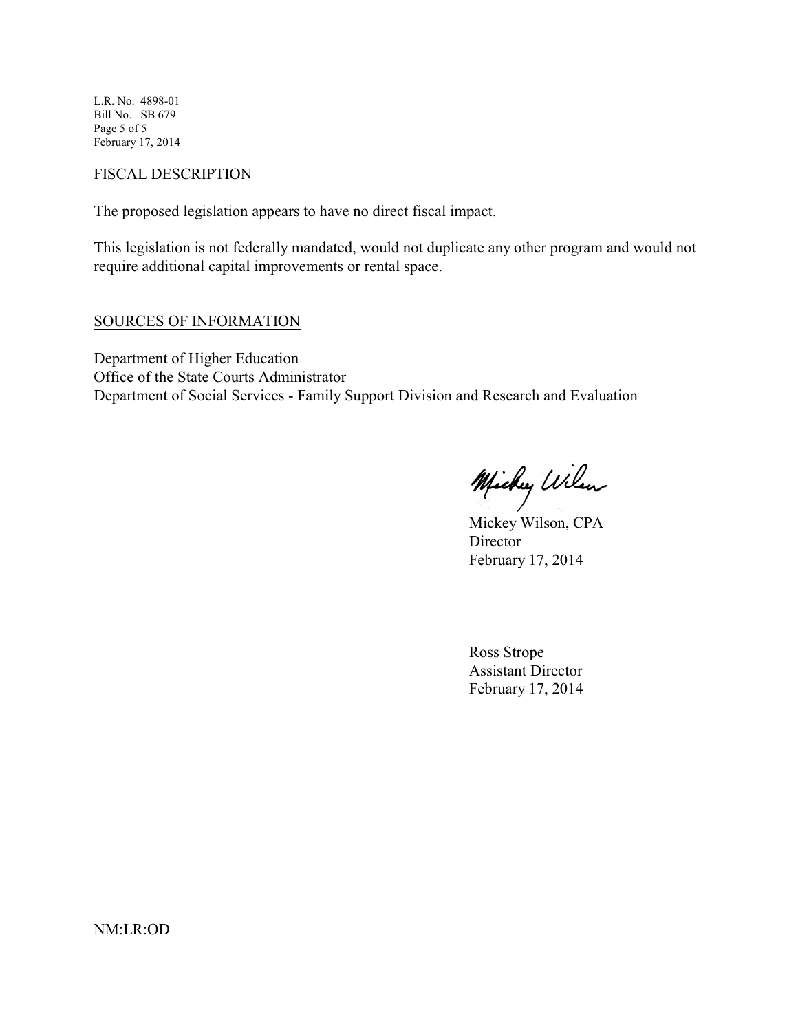## FISCAL DESCRIPTION

The proposed legislation appears to have no direct fiscal impact.

This legislation is not federally mandated, would not duplicate any other program and would not require additional capital improvements or rental space.

## SOURCES OF INFORMATION

Department of Higher Education
Office of the State Courts Administrator
Department of Social Services - Family Support Division and Research and Evaluation

Mickey Wilson, CPA
Director
February 17, 2014

Ross Strope
Assistant Director
February 17, 2014

NM:LR:OD